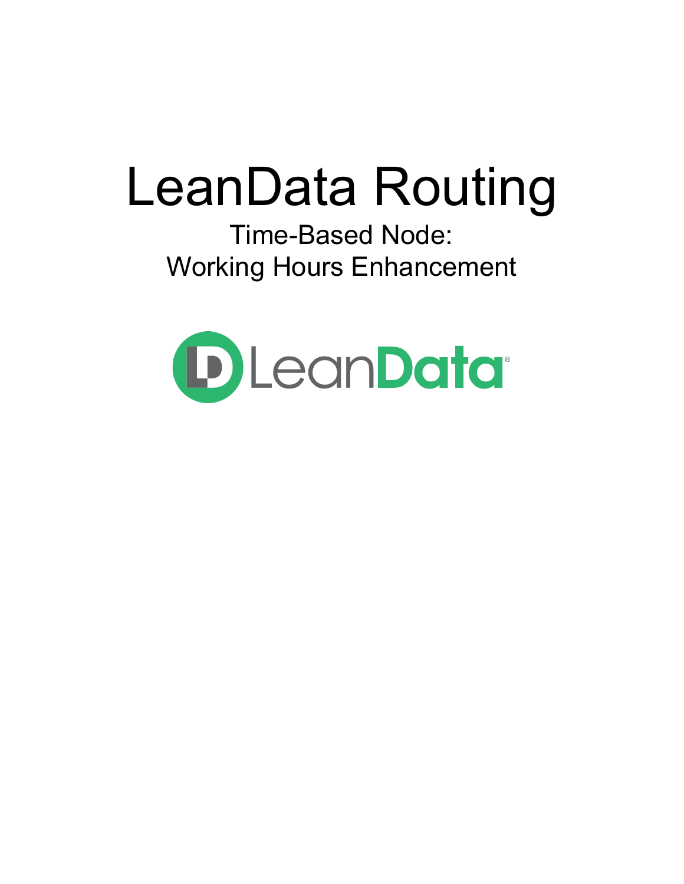# LeanData Routing

Time-Based Node:
Working Hours Enhancement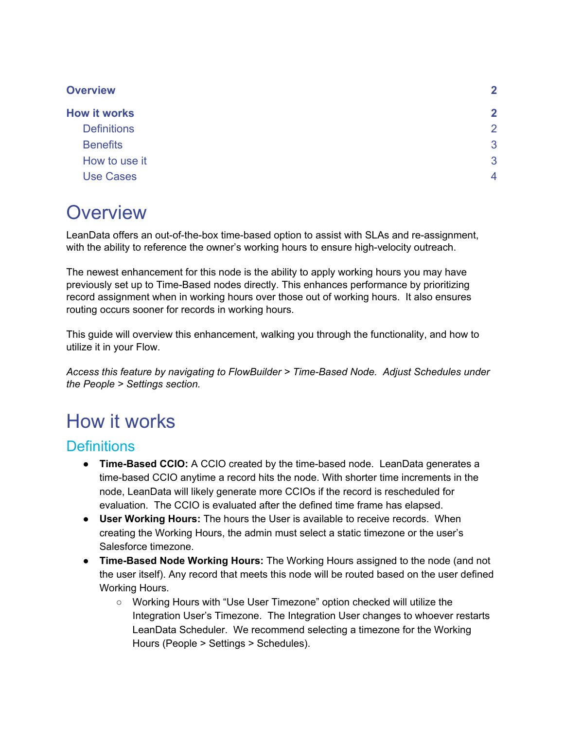| | |
|---|---|
| **Overview** | **2** |
| **How it works** | **2** |
| Definitions | 2 |
| Benefits | 3 |
| How to use it | 3 |
| Use Cases | 4 |

# Overview

LeanData offers an out-of-the-box time-based option to assist with SLAs and re-assignment, with the ability to reference the owner's working hours to ensure high-velocity outreach.

The newest enhancement for this node is the ability to apply working hours you may have previously set up to Time-Based nodes directly. This enhances performance by prioritizing record assignment when in working hours over those out of working hours. It also ensures routing occurs sooner for records in working hours.

This guide will overview this enhancement, walking you through the functionality, and how to utilize it in your Flow.

*Access this feature by navigating to FlowBuilder > Time-Based Node. Adjust Schedules under the People > Settings section.*

# How it works

## Definitions

- **Time-Based CCIO:** A CCIO created by the time-based node. LeanData generates a time-based CCIO anytime a record hits the node. With shorter time increments in the node, LeanData will likely generate more CCIOs if the record is rescheduled for evaluation. The CCIO is evaluated after the defined time frame has elapsed.
- **User Working Hours:** The hours the User is available to receive records. When creating the Working Hours, the admin must select a static timezone or the user's Salesforce timezone.
- **Time-Based Node Working Hours:** The Working Hours assigned to the node (and not the user itself). Any record that meets this node will be routed based on the user defined Working Hours.
  - Working Hours with "Use User Timezone" option checked will utilize the Integration User's Timezone. The Integration User changes to whoever restarts LeanData Scheduler. We recommend selecting a timezone for the Working Hours (People > Settings > Schedules).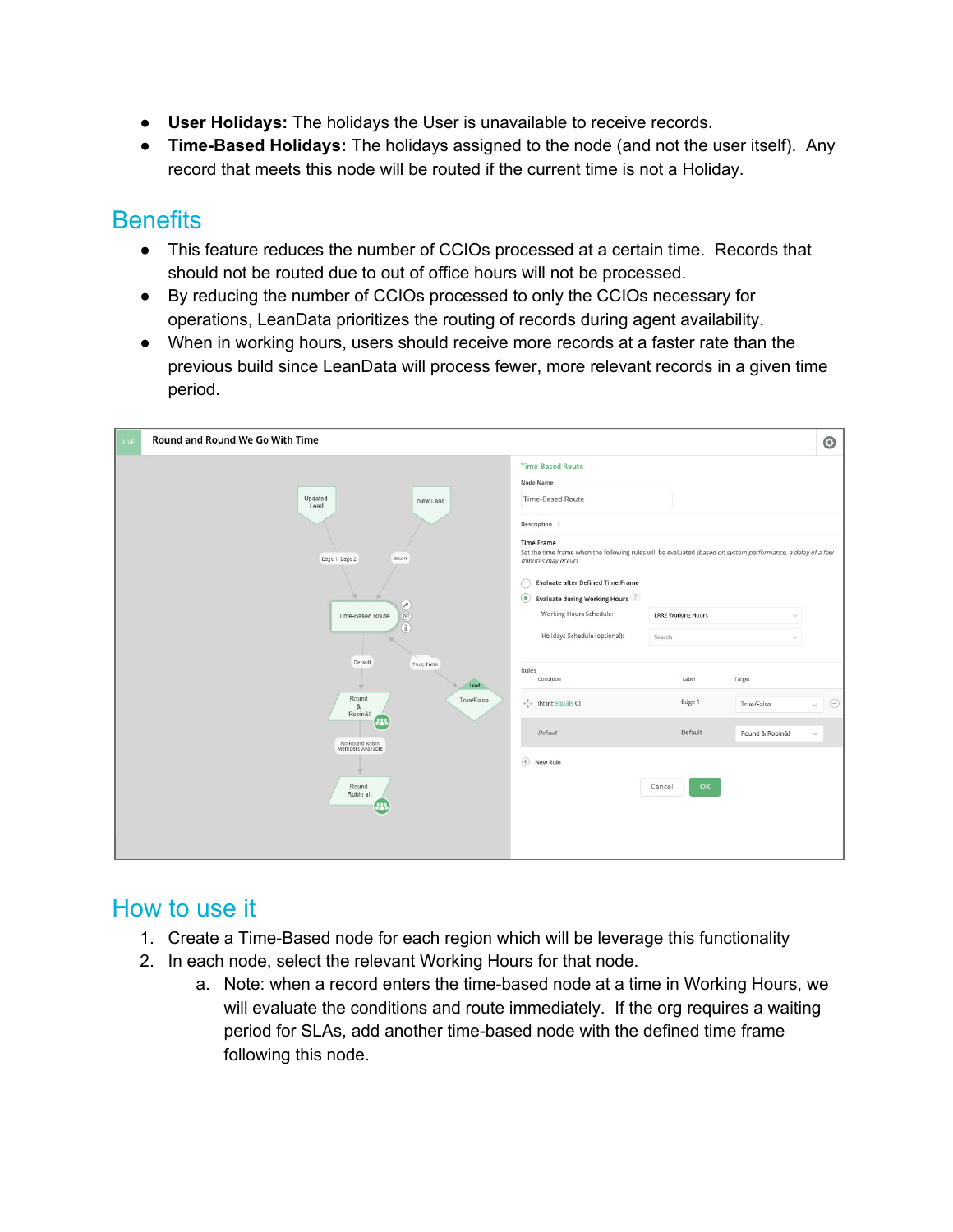- **User Holidays:** The holidays the User is unavailable to receive records.
- **Time-Based Holidays:** The holidays assigned to the node (and not the user itself). Any record that meets this node will be routed if the current time is not a Holiday.

## Benefits

- This feature reduces the number of CCIOs processed at a certain time. Records that should not be routed due to out of office hours will not be processed.
- By reducing the number of CCIOs processed to only the CCIOs necessary for operations, LeanData prioritizes the routing of records during agent availability.
- When in working hours, users should receive more records at a faster rate than the previous build since LeanData will process fewer, more relevant records in a given time period.

## How to use it

1. Create a Time-Based node for each region which will be leverage this functionality
2. In each node, select the relevant Working Hours for that node.
   a. Note: when a record enters the time-based node at a time in Working Hours, we will evaluate the conditions and route immediately. If the org requires a waiting period for SLAs, add another time-based node with the defined time frame following this node.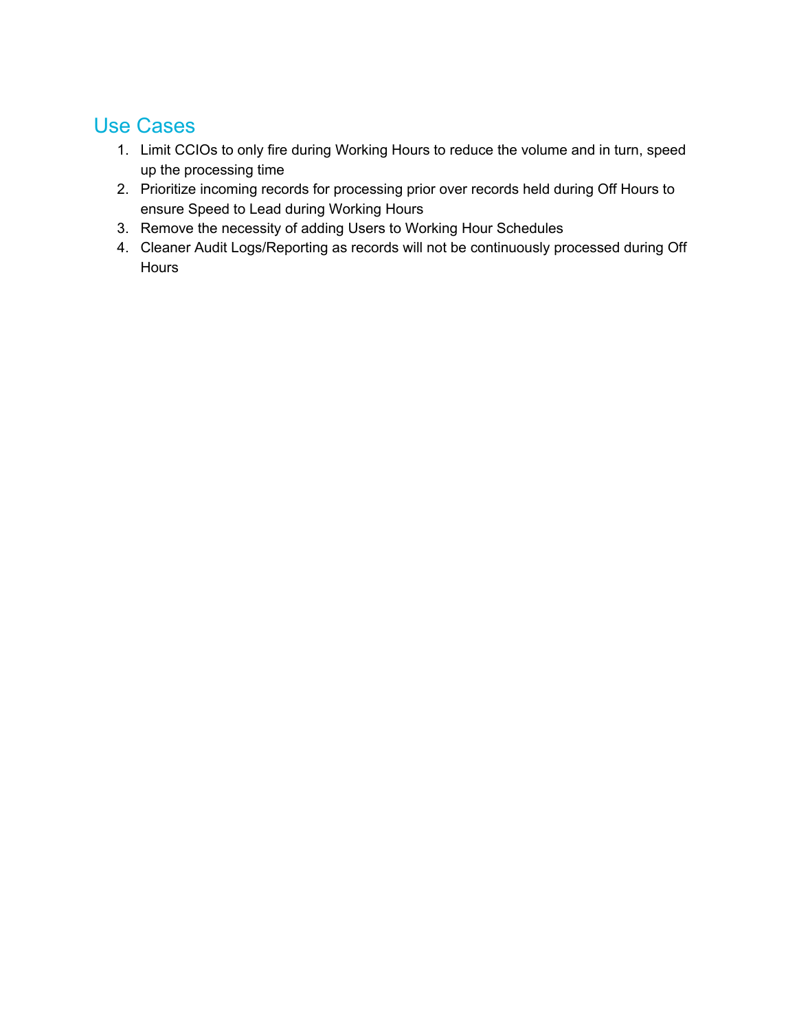## Use Cases

1. Limit CCIOs to only fire during Working Hours to reduce the volume and in turn, speed up the processing time
2. Prioritize incoming records for processing prior over records held during Off Hours to ensure Speed to Lead during Working Hours
3. Remove the necessity of adding Users to Working Hour Schedules
4. Cleaner Audit Logs/Reporting as records will not be continuously processed during Off Hours